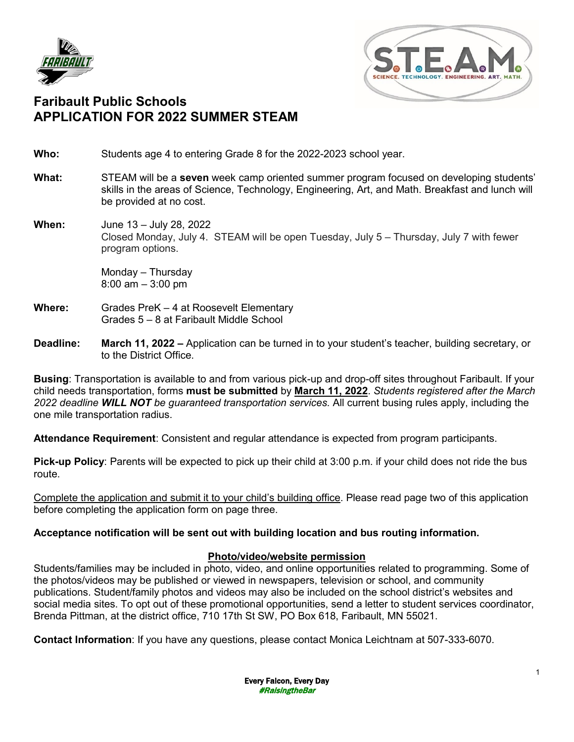# Faribault Public Schools
# APPLICATION FOR 2022 SUMMER STEAM

**Who:** Students age 4 to entering Grade 8 for the 2022-2023 school year.

**What:** STEAM will be a **seven** week camp oriented summer program focused on developing students' skills in the areas of Science, Technology, Engineering, Art, and Math. Breakfast and lunch will be provided at no cost.

**When:** June 13 – July 28, 2022
Closed Monday, July 4. STEAM will be open Tuesday, July 5 – Thursday, July 7 with fewer program options.

Monday – Thursday
8:00 am – 3:00 pm

**Where:** Grades PreK – 4 at Roosevelt Elementary
Grades 5 – 8 at Faribault Middle School

**Deadline:** **March 11, 2022 –** Application can be turned in to your student's teacher, building secretary, or to the District Office.

**Busing**: Transportation is available to and from various pick-up and drop-off sites throughout Faribault. If your child needs transportation, forms **must be submitted** by **March 11, 2022**. *Students registered after the March 2022 deadline **WILL NOT** be guaranteed transportation services.* All current busing rules apply, including the one mile transportation radius.

**Attendance Requirement**: Consistent and regular attendance is expected from program participants.

**Pick-up Policy**: Parents will be expected to pick up their child at 3:00 p.m. if your child does not ride the bus route.

Complete the application and submit it to your child's building office. Please read page two of this application before completing the application form on page three.

**Acceptance notification will be sent out with building location and bus routing information.**

**Photo/video/website permission**

Students/families may be included in photo, video, and online opportunities related to programming. Some of the photos/videos may be published or viewed in newspapers, television or school, and community publications. Student/family photos and videos may also be included on the school district's websites and social media sites. To opt out of these promotional opportunities, send a letter to student services coordinator, Brenda Pittman, at the district office, 710 17th St SW, PO Box 618, Faribault, MN 55021.

**Contact Information**: If you have any questions, please contact Monica Leichtnam at 507-333-6070.

**Every Falcon, Every Day**
***#RaisingtheBar***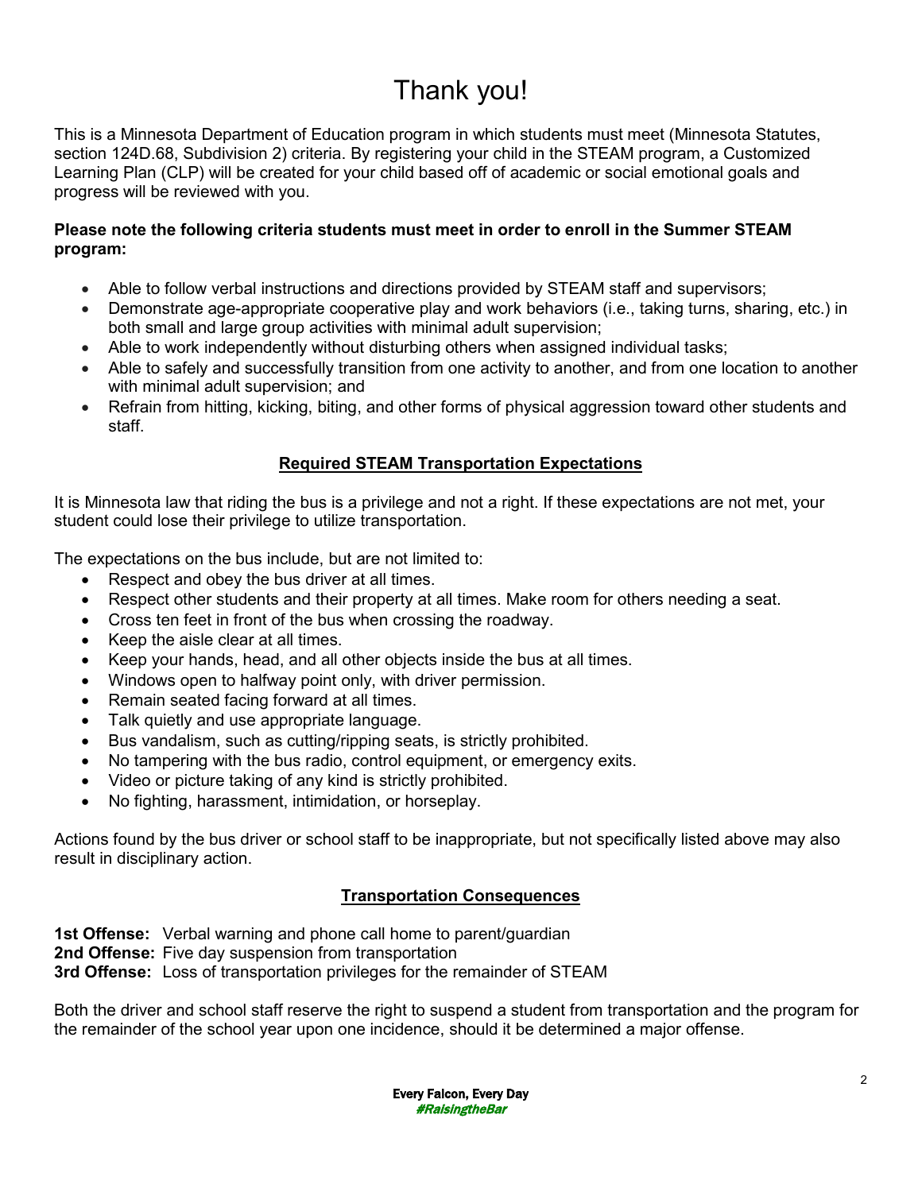# Thank you!

This is a Minnesota Department of Education program in which students must meet (Minnesota Statutes, section 124D.68, Subdivision 2) criteria. By registering your child in the STEAM program, a Customized Learning Plan (CLP) will be created for your child based off of academic or social emotional goals and progress will be reviewed with you.

**Please note the following criteria students must meet in order to enroll in the Summer STEAM program:**

- Able to follow verbal instructions and directions provided by STEAM staff and supervisors;
- Demonstrate age-appropriate cooperative play and work behaviors (i.e., taking turns, sharing, etc.) in both small and large group activities with minimal adult supervision;
- Able to work independently without disturbing others when assigned individual tasks;
- Able to safely and successfully transition from one activity to another, and from one location to another with minimal adult supervision; and
- Refrain from hitting, kicking, biting, and other forms of physical aggression toward other students and staff.

## Required STEAM Transportation Expectations

It is Minnesota law that riding the bus is a privilege and not a right. If these expectations are not met, your student could lose their privilege to utilize transportation.

The expectations on the bus include, but are not limited to:

- Respect and obey the bus driver at all times.
- Respect other students and their property at all times. Make room for others needing a seat.
- Cross ten feet in front of the bus when crossing the roadway.
- Keep the aisle clear at all times.
- Keep your hands, head, and all other objects inside the bus at all times.
- Windows open to halfway point only, with driver permission.
- Remain seated facing forward at all times.
- Talk quietly and use appropriate language.
- Bus vandalism, such as cutting/ripping seats, is strictly prohibited.
- No tampering with the bus radio, control equipment, or emergency exits.
- Video or picture taking of any kind is strictly prohibited.
- No fighting, harassment, intimidation, or horseplay.

Actions found by the bus driver or school staff to be inappropriate, but not specifically listed above may also result in disciplinary action.

## Transportation Consequences

**1st Offense:** Verbal warning and phone call home to parent/guardian
**2nd Offense:** Five day suspension from transportation
**3rd Offense:** Loss of transportation privileges for the remainder of STEAM

Both the driver and school staff reserve the right to suspend a student from transportation and the program for the remainder of the school year upon one incidence, should it be determined a major offense.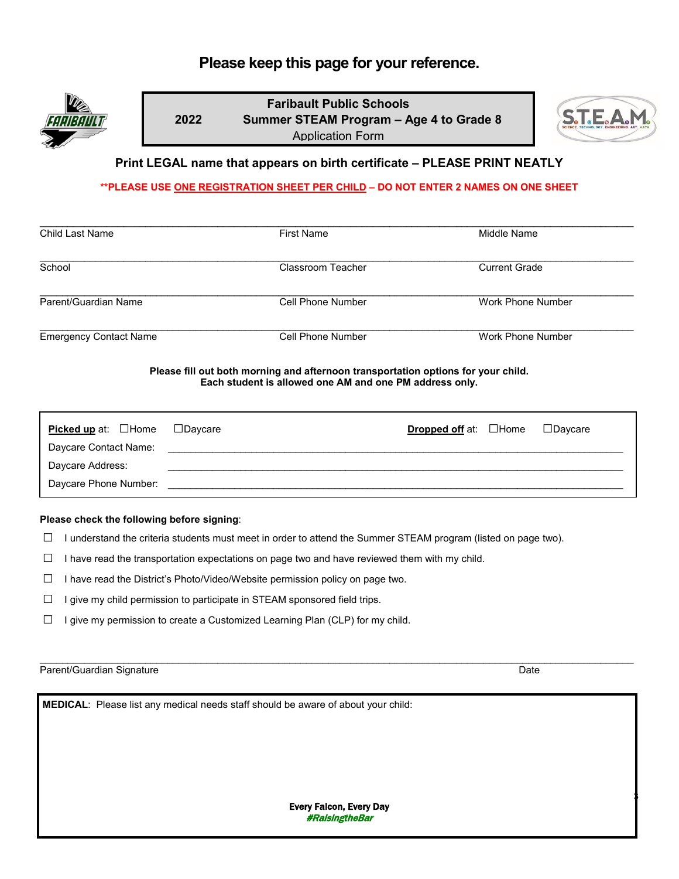# Please keep this page for your reference.

**Faribault Public Schools**

**2022 Summer STEAM Program – Age 4 to Grade 8**

Application Form

**Print LEGAL name that appears on birth certificate – PLEASE PRINT NEATLY**

**\*\*PLEASE USE ONE REGISTRATION SHEET PER CHILD – DO NOT ENTER 2 NAMES ON ONE SHEET**

| | | |
|---|---|---|
| Child Last Name | First Name | Middle Name |
| School | Classroom Teacher | Current Grade |
| Parent/Guardian Name | Cell Phone Number | Work Phone Number |
| Emergency Contact Name | Cell Phone Number | Work Phone Number |

**Please fill out both morning and afternoon transportation options for your child.**
**Each student is allowed one AM and one PM address only.**

**Picked up** at: ☐Home ☐Daycare **Dropped off** at: ☐Home ☐Daycare

Daycare Contact Name: ______________________________

Daycare Address: ______________________________

Daycare Phone Number: ______________________________

**Please check the following before signing**:

☐ I understand the criteria students must meet in order to attend the Summer STEAM program (listed on page two).

☐ I have read the transportation expectations on page two and have reviewed them with my child.

☐ I have read the District's Photo/Video/Website permission policy on page two.

☐ I give my child permission to participate in STEAM sponsored field trips.

☐ I give my permission to create a Customized Learning Plan (CLP) for my child.

______________________________

Parent/Guardian Signature Date

**MEDICAL**: Please list any medical needs staff should be aware of about your child:

**Every Falcon, Every Day**
***#RaisingtheBar***